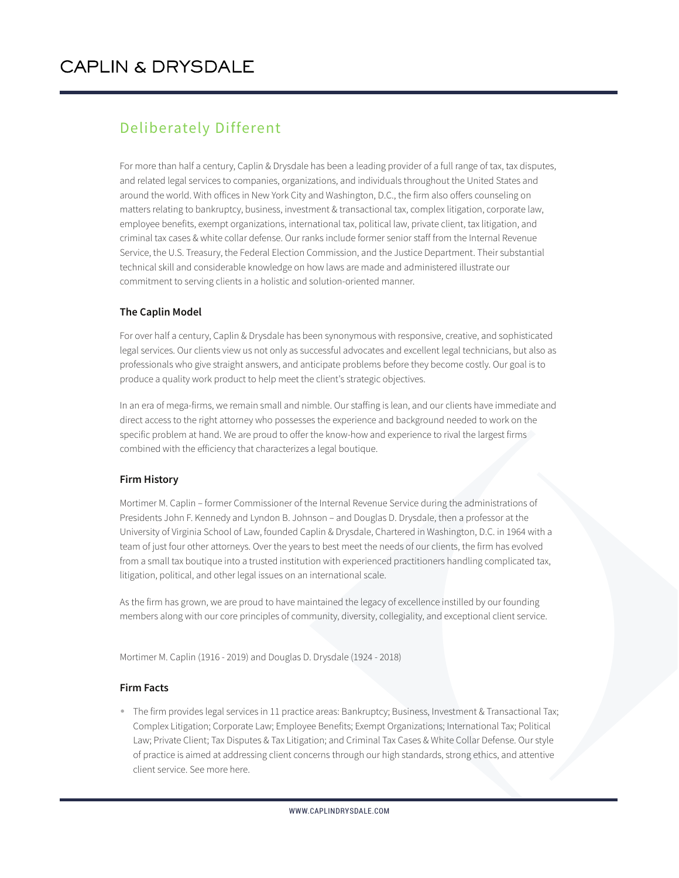# CAPLIN & DRYSDALE

## Deliberately Different

For more than half a century, Caplin & Drysdale has been a leading provider of a full range of tax, tax disputes, and related legal services to companies, organizations, and individuals throughout the United States and around the world. With offices in New York City and Washington, D.C., the firm also offers counseling on matters relating to bankruptcy, business, investment & transactional tax, complex litigation, corporate law, employee benefits, exempt organizations, international tax, political law, private client, tax litigation, and criminal tax cases & white collar defense. Our ranks include former senior staff from the Internal Revenue Service, the U.S. Treasury, the Federal Election Commission, and the Justice Department. Their substantial technical skill and considerable knowledge on how laws are made and administered illustrate our commitment to serving clients in a holistic and solution-oriented manner.

### The Caplin Model

For over half a century, Caplin & Drysdale has been synonymous with responsive, creative, and sophisticated legal services. Our clients view us not only as successful advocates and excellent legal technicians, but also as professionals who give straight answers, and anticipate problems before they become costly. Our goal is to produce a quality work product to help meet the client's strategic objectives.

In an era of mega-firms, we remain small and nimble. Our staffing is lean, and our clients have immediate and direct access to the right attorney who possesses the experience and background needed to work on the specific problem at hand. We are proud to offer the know-how and experience to rival the largest firms combined with the efficiency that characterizes a legal boutique.

### Firm History

Mortimer M. Caplin – former Commissioner of the Internal Revenue Service during the administrations of Presidents John F. Kennedy and Lyndon B. Johnson – and Douglas D. Drysdale, then a professor at the University of Virginia School of Law, founded Caplin & Drysdale, Chartered in Washington, D.C. in 1964 with a team of just four other attorneys. Over the years to best meet the needs of our clients, the firm has evolved from a small tax boutique into a trusted institution with experienced practitioners handling complicated tax, litigation, political, and other legal issues on an international scale.

As the firm has grown, we are proud to have maintained the legacy of excellence instilled by our founding members along with our core principles of community, diversity, collegiality, and exceptional client service.

Mortimer M. Caplin (1916 - 2019) and Douglas D. Drysdale (1924 - 2018)

### Firm Facts

- The firm provides legal services in 11 practice areas: Bankruptcy; Business, Investment & Transactional Tax; Complex Litigation; Corporate Law; Employee Benefits; Exempt Organizations; International Tax; Political Law; Private Client; Tax Disputes & Tax Litigation; and Criminal Tax Cases & White Collar Defense. Our style of practice is aimed at addressing client concerns through our high standards, strong ethics, and attentive client service. See more here.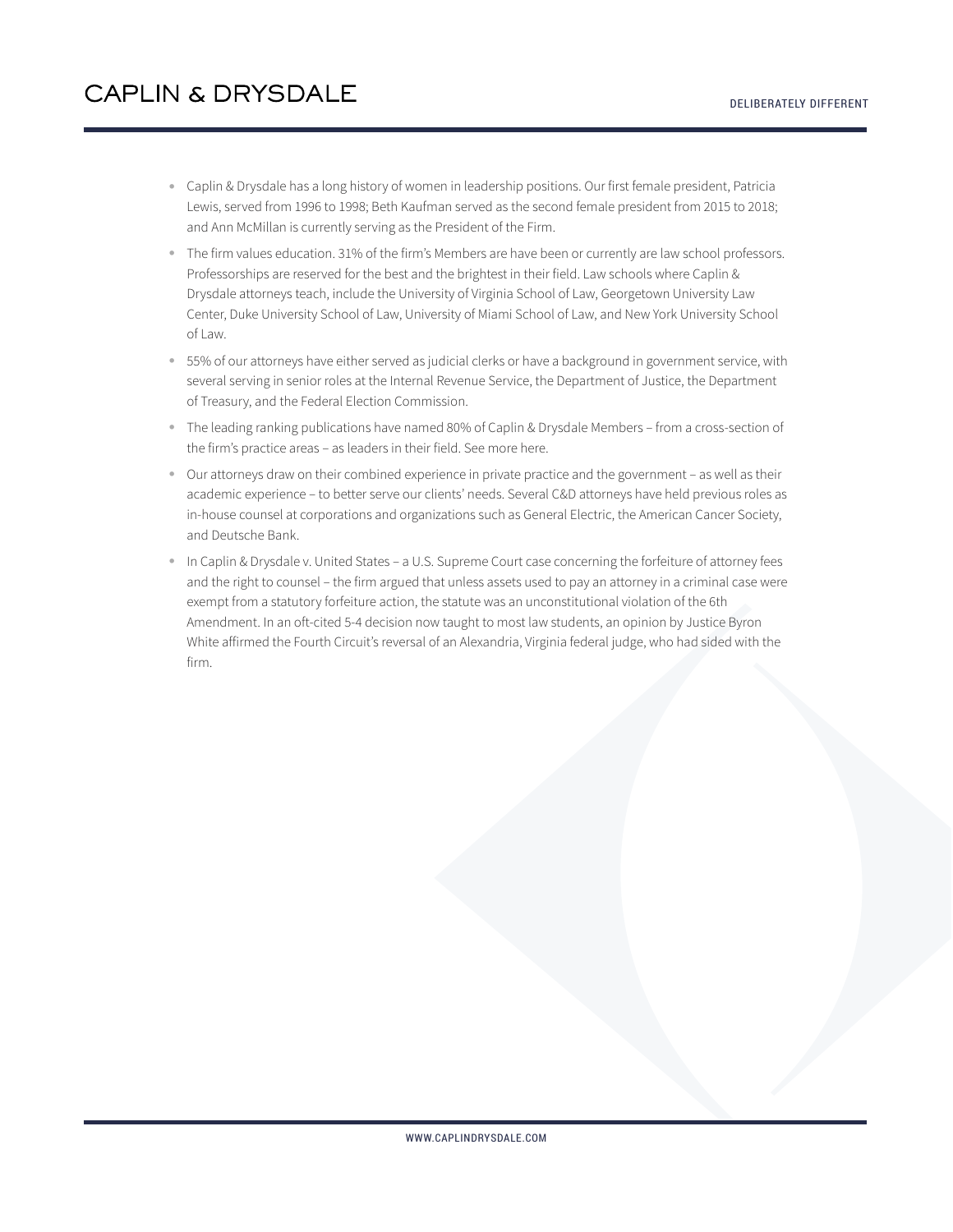- Caplin & Drysdale has a long history of women in leadership positions. Our first female president, Patricia Lewis, served from 1996 to 1998; Beth Kaufman served as the second female president from 2015 to 2018; and Ann McMillan is currently serving as the President of the Firm.
- The firm values education. 31% of the firm's Members are have been or currently are law school professors. Professorships are reserved for the best and the brightest in their field. Law schools where Caplin & Drysdale attorneys teach, include the University of Virginia School of Law, Georgetown University Law Center, Duke University School of Law, University of Miami School of Law, and New York University School of Law.
- 55% of our attorneys have either served as judicial clerks or have a background in government service, with several serving in senior roles at the Internal Revenue Service, the Department of Justice, the Department of Treasury, and the Federal Election Commission.
- The leading ranking publications have named 80% of Caplin & Drysdale Members – from a cross-section of the firm's practice areas – as leaders in their field. See more here.
- Our attorneys draw on their combined experience in private practice and the government – as well as their academic experience – to better serve our clients' needs. Several C&D attorneys have held previous roles as in-house counsel at corporations and organizations such as General Electric, the American Cancer Society, and Deutsche Bank.
- In Caplin & Drysdale v. United States – a U.S. Supreme Court case concerning the forfeiture of attorney fees and the right to counsel – the firm argued that unless assets used to pay an attorney in a criminal case were exempt from a statutory forfeiture action, the statute was an unconstitutional violation of the 6th Amendment. In an oft-cited 5-4 decision now taught to most law students, an opinion by Justice Byron White affirmed the Fourth Circuit's reversal of an Alexandria, Virginia federal judge, who had sided with the firm.